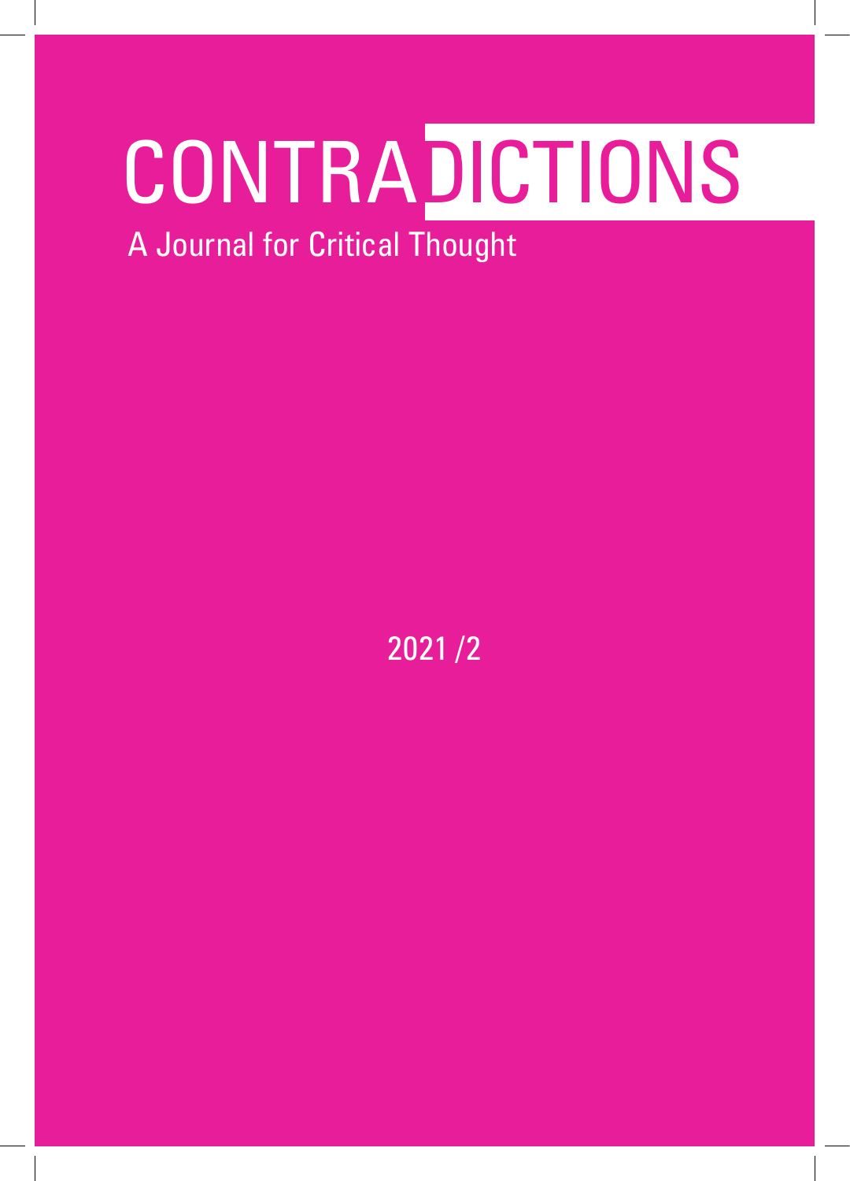# CONTRADICTIONS

A Journal for Critical Thought

2021 /2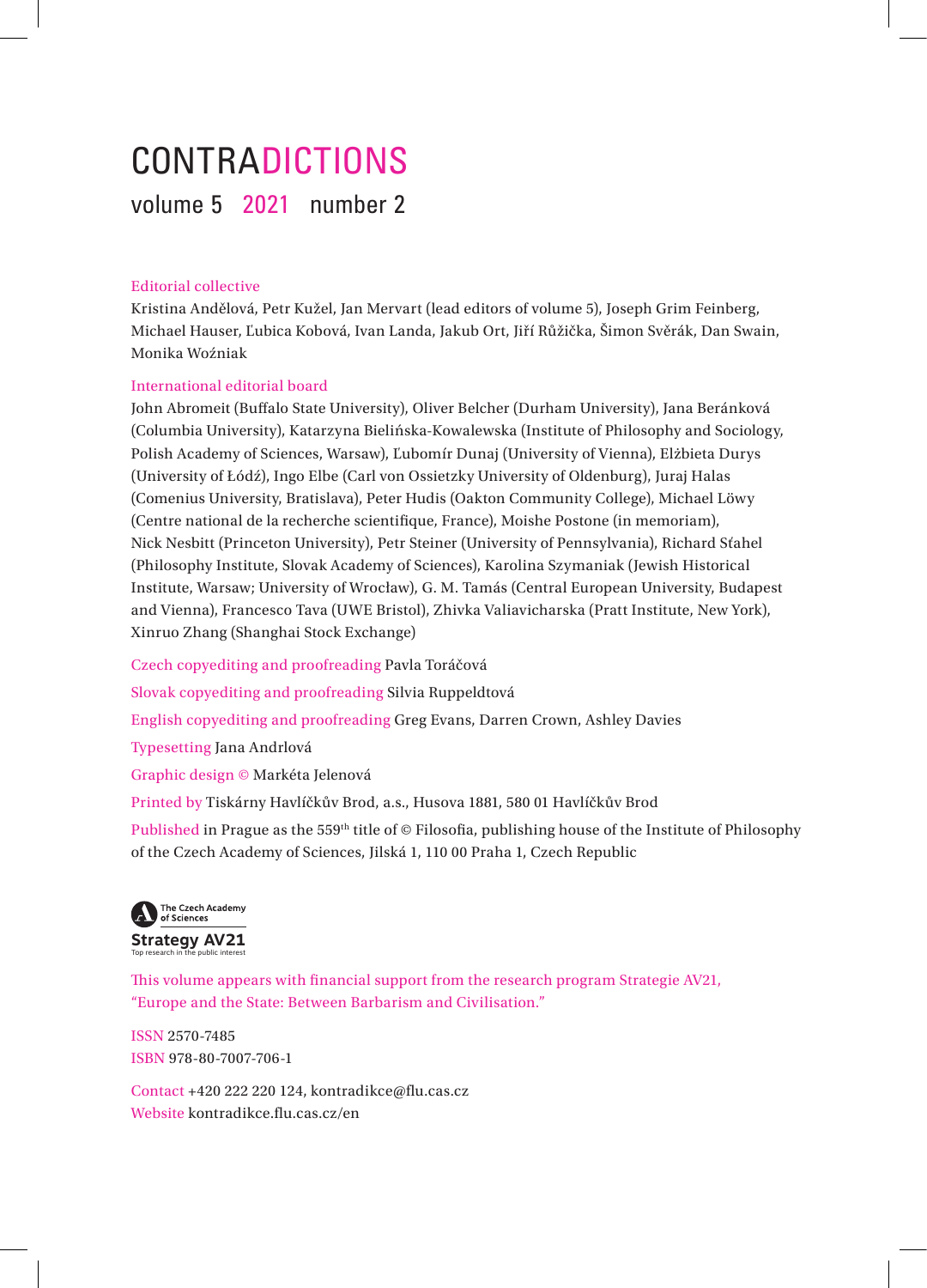# CONTRADICTIONS

volume 5 2021 number 2

**Editorial collective**
Kristina Andělová, Petr Kužel, Jan Mervart (lead editors of volume 5), Joseph Grim Feinberg, Michael Hauser, Ľubica Kobová, Ivan Landa, Jakub Ort, Jiří Růžička, Šimon Svěrák, Dan Swain, Monika Woźniak

**International editorial board**
John Abromeit (Buffalo State University), Oliver Belcher (Durham University), Jana Beránková (Columbia University), Katarzyna Bielińska-Kowalewska (Institute of Philosophy and Sociology, Polish Academy of Sciences, Warsaw), Ľubomír Dunaj (University of Vienna), Elżbieta Durys (University of Łódź), Ingo Elbe (Carl von Ossietzky University of Oldenburg), Juraj Halas (Comenius University, Bratislava), Peter Hudis (Oakton Community College), Michael Löwy (Centre national de la recherche scientifique, France), Moishe Postone (in memoriam), Nick Nesbitt (Princeton University), Petr Steiner (University of Pennsylvania), Richard Sťahel (Philosophy Institute, Slovak Academy of Sciences), Karolina Szymaniak (Jewish Historical Institute, Warsaw; University of Wrocław), G. M. Tamás (Central European University, Budapest and Vienna), Francesco Tava (UWE Bristol), Zhivka Valiavicharska (Pratt Institute, New York), Xinruo Zhang (Shanghai Stock Exchange)

**Czech copyediting and proofreading** Pavla Toráčová

**Slovak copyediting and proofreading** Silvia Ruppeldtová

**English copyediting and proofreading** Greg Evans, Darren Crown, Ashley Davies

**Typesetting** Jana Andrlová

**Graphic design** © Markéta Jelenová

**Printed by** Tiskárny Havlíčkův Brod, a.s., Husova 1881, 580 01 Havlíčkův Brod

**Published** in Prague as the 559th title of © Filosofia, publishing house of the Institute of Philosophy of the Czech Academy of Sciences, Jilská 1, 110 00 Praha 1, Czech Republic

The Czech Academy of Sciences
Strategy AV21
Top research in the public interest

This volume appears with financial support from the research program Strategie AV21, "Europe and the State: Between Barbarism and Civilisation."

**ISSN** 2570-7485
**ISBN** 978-80-7007-706-1

**Contact** +420 222 220 124, kontradikce@flu.cas.cz
**Website** kontradikce.flu.cas.cz/en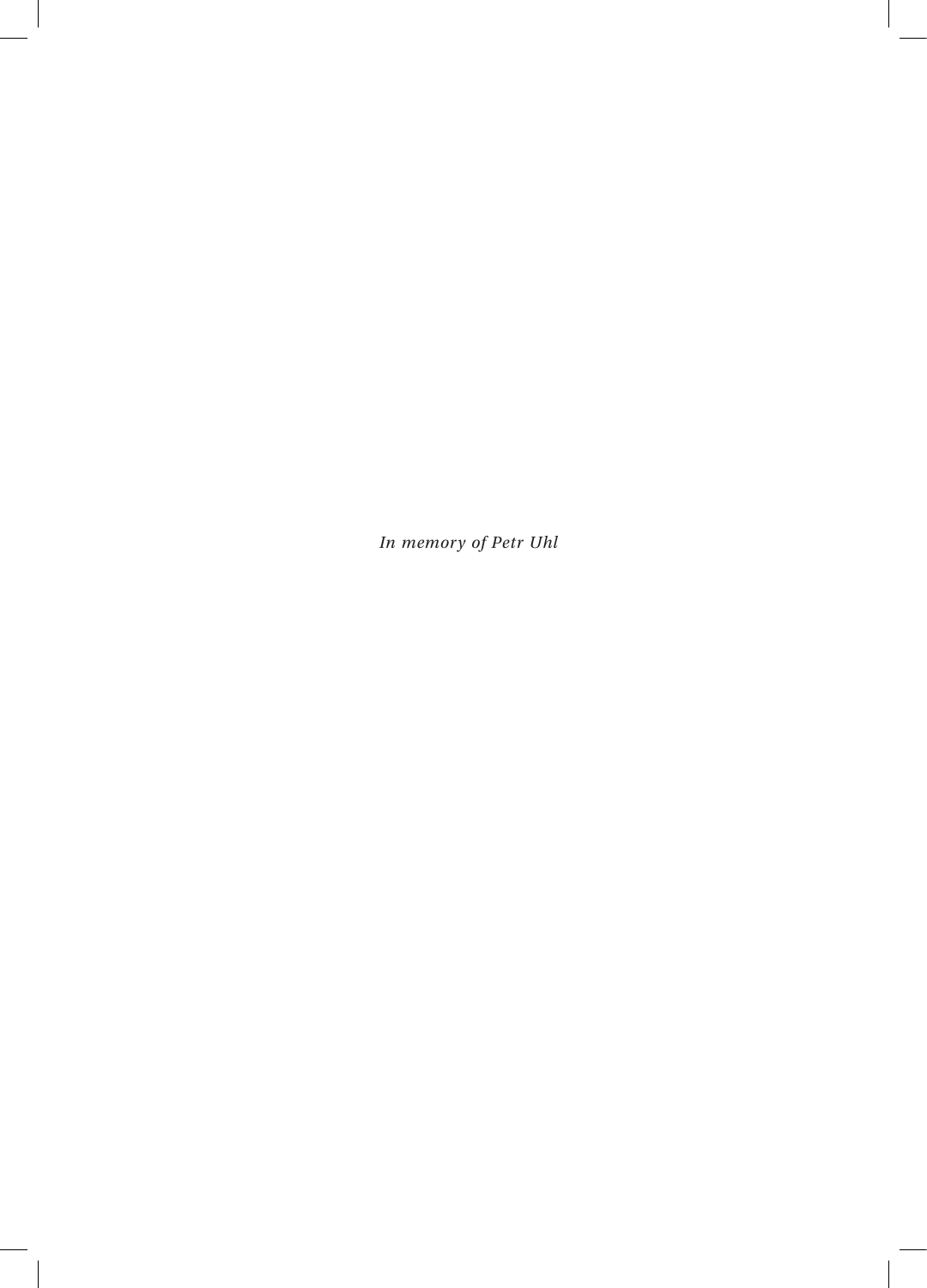*In memory of Petr Uhl*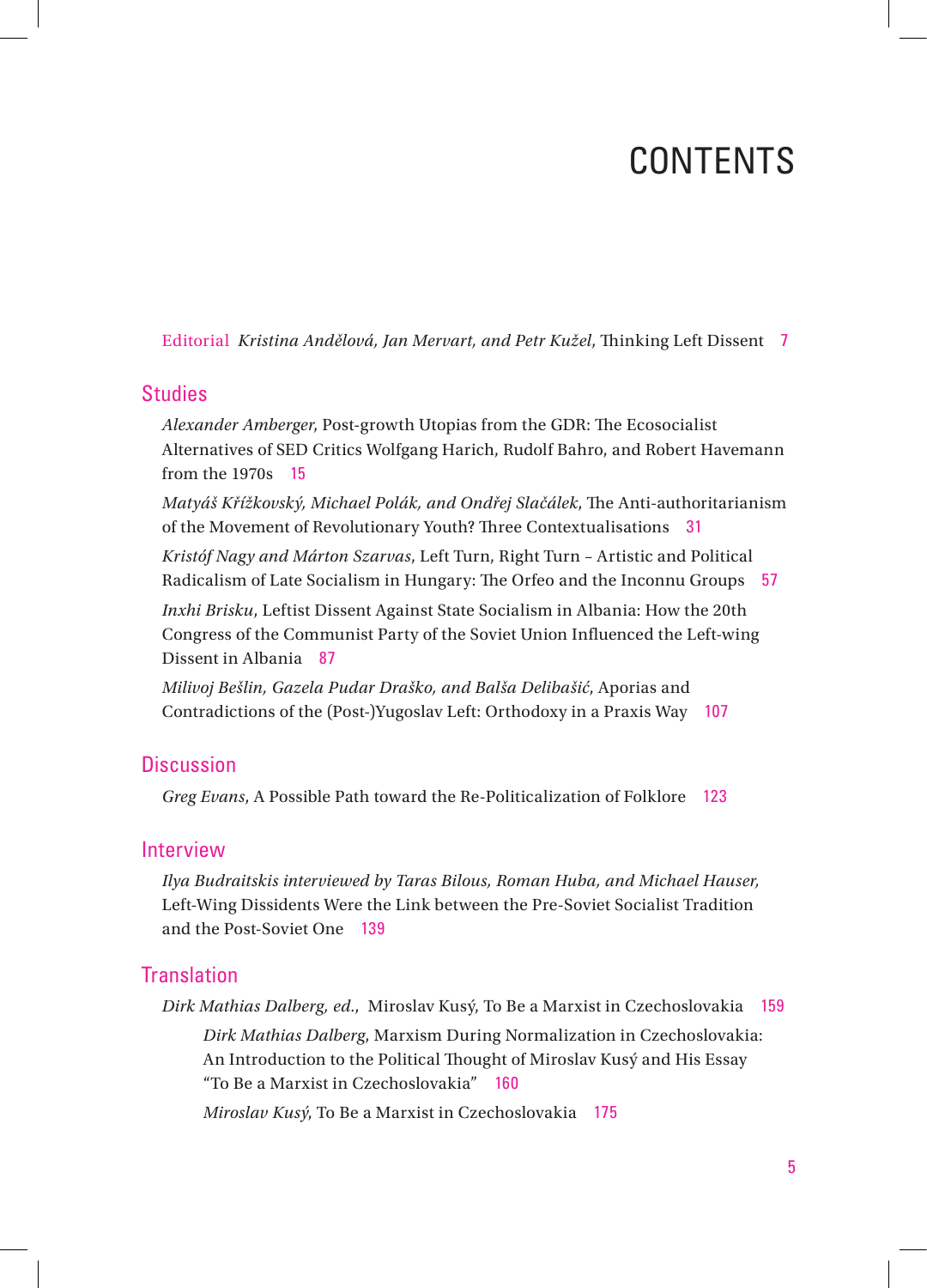# CONTENTS

Editorial *Kristina Andělová, Jan Mervart, and Petr Kužel*, Thinking Left Dissent 7

## Studies

*Alexander Amberger*, Post-growth Utopias from the GDR: The Ecosocialist Alternatives of SED Critics Wolfgang Harich, Rudolf Bahro, and Robert Havemann from the 1970s 15

*Matyáš Křížkovský, Michael Polák, and Ondřej Slačálek*, The Anti-authoritarianism of the Movement of Revolutionary Youth? Three Contextualisations 31

*Kristóf Nagy and Márton Szarvas*, Left Turn, Right Turn – Artistic and Political Radicalism of Late Socialism in Hungary: The Orfeo and the Inconnu Groups 57

*Inxhi Brisku*, Leftist Dissent Against State Socialism in Albania: How the 20th Congress of the Communist Party of the Soviet Union Influenced the Left-wing Dissent in Albania 87

*Milivoj Bešlin, Gazela Pudar Draško, and Balša Delibašić*, Aporias and Contradictions of the (Post-)Yugoslav Left: Orthodoxy in a Praxis Way 107

## Discussion

*Greg Evans*, A Possible Path toward the Re-Politicalization of Folklore 123

## Interview

*Ilya Budraitskis interviewed by Taras Bilous, Roman Huba, and Michael Hauser,* Left-Wing Dissidents Were the Link between the Pre-Soviet Socialist Tradition and the Post-Soviet One 139

## Translation

*Dirk Mathias Dalberg, ed.,* Miroslav Kusý, To Be a Marxist in Czechoslovakia 159

*Dirk Mathias Dalberg*, Marxism During Normalization in Czechoslovakia: An Introduction to the Political Thought of Miroslav Kusý and His Essay "To Be a Marxist in Czechoslovakia" 160

*Miroslav Kusý*, To Be a Marxist in Czechoslovakia 175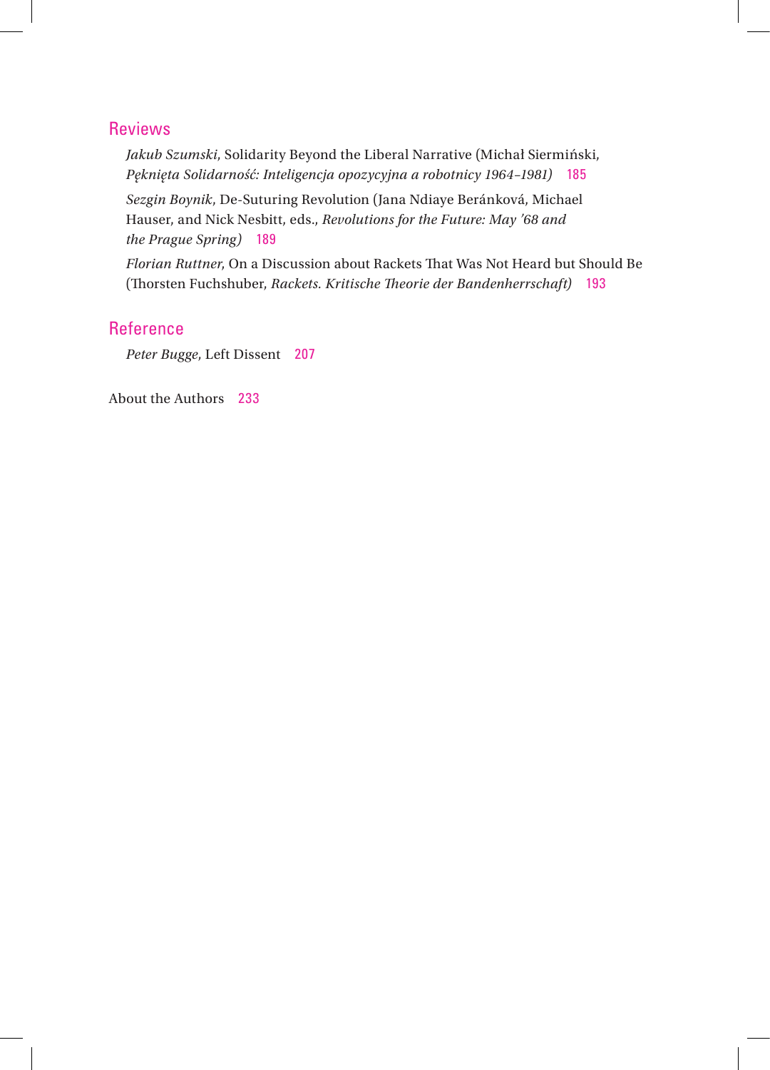## Reviews

*Jakub Szumski*, Solidarity Beyond the Liberal Narrative (Michał Siermiński, *Pęknięta Solidarność: Inteligencja opozycyjna a robotnicy 1964–1981)* 185

*Sezgin Boynik*, De-Suturing Revolution (Jana Ndiaye Beránková, Michael Hauser, and Nick Nesbitt, eds., *Revolutions for the Future: May '68 and the Prague Spring)* 189

*Florian Ruttner*, On a Discussion about Rackets That Was Not Heard but Should Be (Thorsten Fuchshuber, *Rackets. Kritische Theorie der Bandenherrschaft)* 193

## Reference

*Peter Bugge*, Left Dissent 207

About the Authors 233